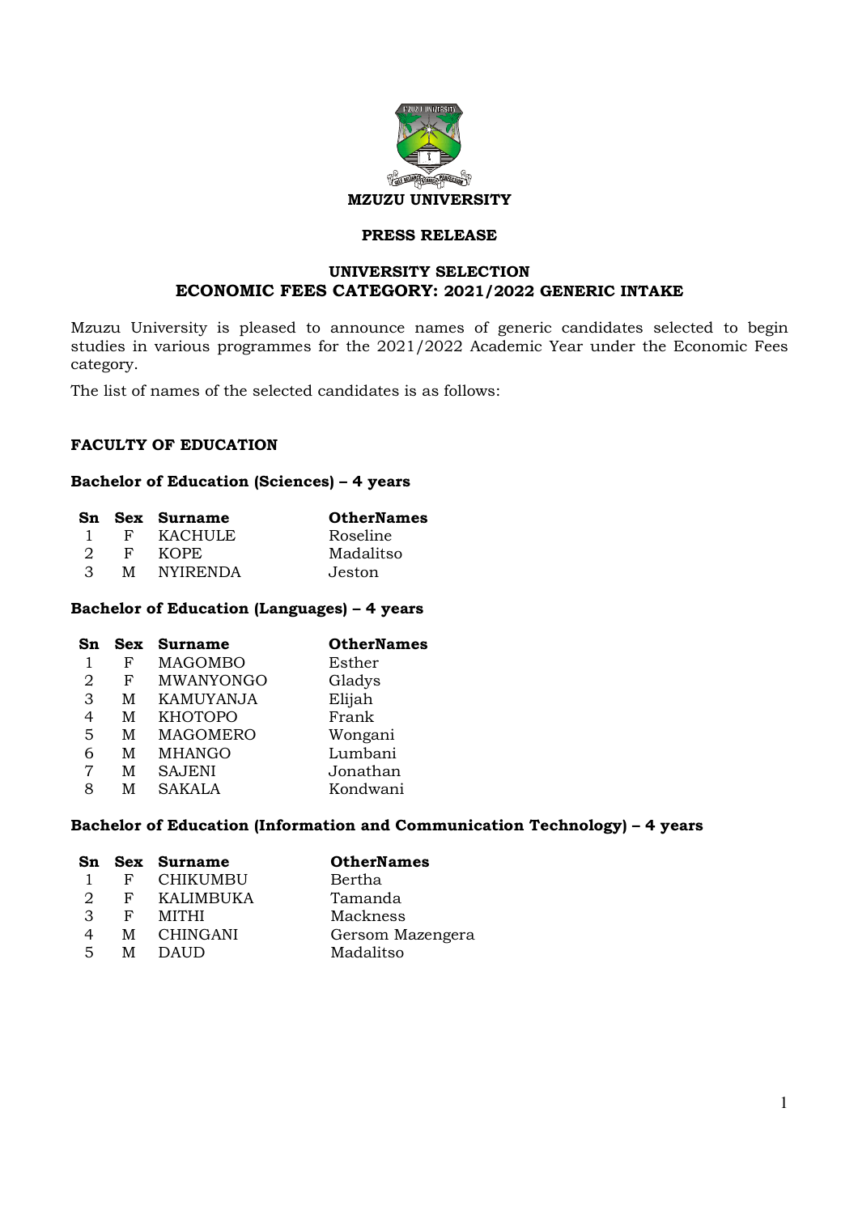**MZUZU UNIVERSITY**

**PRESS RELEASE**

**UNIVERSITY SELECTION**
**ECONOMIC FEES CATEGORY: 2021/2022 GENERIC INTAKE**

Mzuzu University is pleased to announce names of generic candidates selected to begin studies in various programmes for the 2021/2022 Academic Year under the Economic Fees category.

The list of names of the selected candidates is as follows:

## FACULTY OF EDUCATION

### Bachelor of Education (Sciences) – 4 years

| Sn | Sex | Surname | OtherNames |
|---|---|---|---|
| 1 | F | KACHULE | Roseline |
| 2 | F | KOPE | Madalitso |
| 3 | M | NYIRENDA | Jeston |

### Bachelor of Education (Languages) – 4 years

| Sn | Sex | Surname | OtherNames |
|---|---|---|---|
| 1 | F | MAGOMBO | Esther |
| 2 | F | MWANYONGO | Gladys |
| 3 | M | KAMUYANJA | Elijah |
| 4 | M | KHOTOPO | Frank |
| 5 | M | MAGOMERO | Wongani |
| 6 | M | MHANGO | Lumbani |
| 7 | M | SAJENI | Jonathan |
| 8 | M | SAKALA | Kondwani |

### Bachelor of Education (Information and Communication Technology) – 4 years

| Sn | Sex | Surname | OtherNames |
|---|---|---|---|
| 1 | F | CHIKUMBU | Bertha |
| 2 | F | KALIMBUKA | Tamanda |
| 3 | F | MITHI | Mackness |
| 4 | M | CHINGANI | Gersom Mazengera |
| 5 | M | DAUD | Madalitso |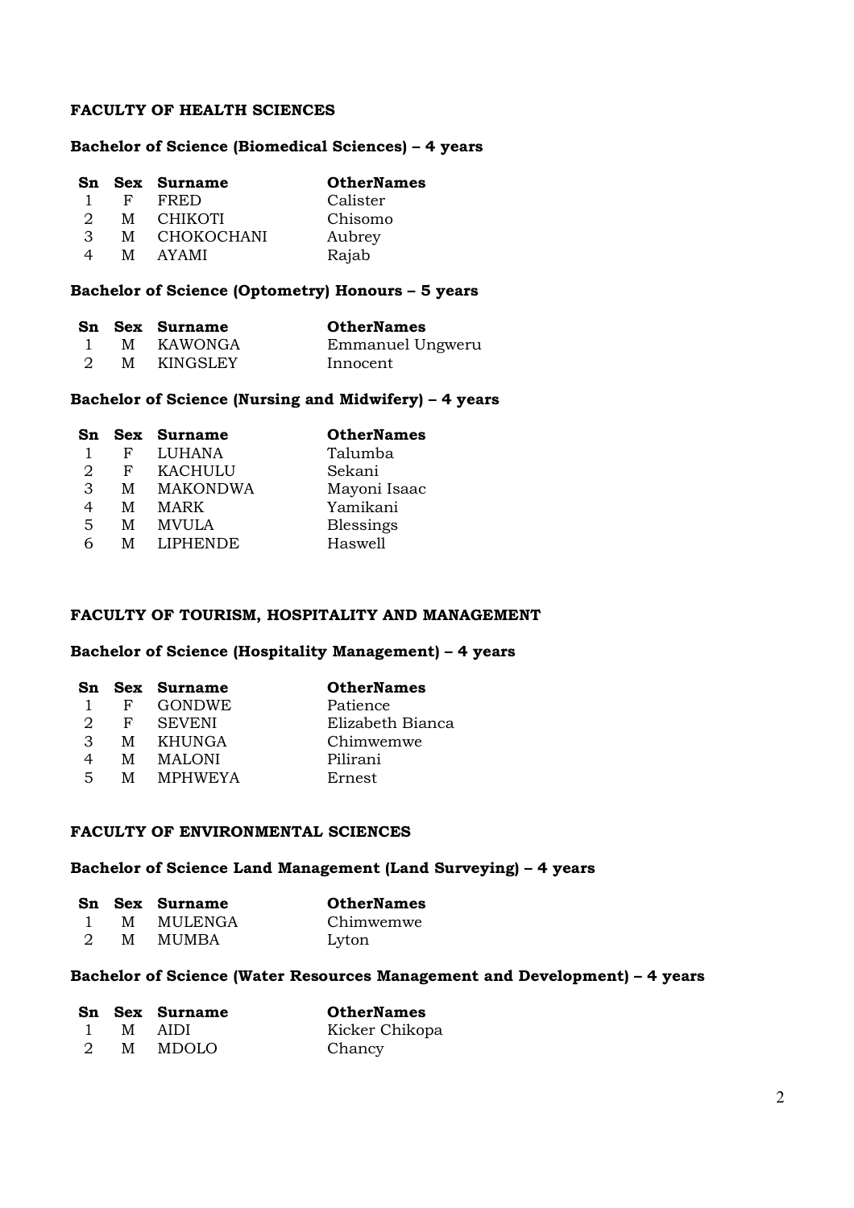## FACULTY OF HEALTH SCIENCES

### Bachelor of Science (Biomedical Sciences) – 4 years

| Sn | Sex | Surname | OtherNames |
|---|---|---|---|
| 1 | F | FRED | Calister |
| 2 | M | CHIKOTI | Chisomo |
| 3 | M | CHOKOCHANI | Aubrey |
| 4 | M | AYAMI | Rajab |

### Bachelor of Science (Optometry) Honours – 5 years

| Sn | Sex | Surname | OtherNames |
|---|---|---|---|
| 1 | M | KAWONGA | Emmanuel Ungweru |
| 2 | M | KINGSLEY | Innocent |

### Bachelor of Science (Nursing and Midwifery) – 4 years

| Sn | Sex | Surname | OtherNames |
|---|---|---|---|
| 1 | F | LUHANA | Talumba |
| 2 | F | KACHULU | Sekani |
| 3 | M | MAKONDWA | Mayoni Isaac |
| 4 | M | MARK | Yamikani |
| 5 | M | MVULA | Blessings |
| 6 | M | LIPHENDE | Haswell |

## FACULTY OF TOURISM, HOSPITALITY AND MANAGEMENT

### Bachelor of Science (Hospitality Management) – 4 years

| Sn | Sex | Surname | OtherNames |
|---|---|---|---|
| 1 | F | GONDWE | Patience |
| 2 | F | SEVENI | Elizabeth Bianca |
| 3 | M | KHUNGA | Chimwemwe |
| 4 | M | MALONI | Pilirani |
| 5 | M | MPHWEYA | Ernest |

## FACULTY OF ENVIRONMENTAL SCIENCES

### Bachelor of Science Land Management (Land Surveying) – 4 years

| Sn | Sex | Surname | OtherNames |
|---|---|---|---|
| 1 | M | MULENGA | Chimwemwe |
| 2 | M | MUMBA | Lyton |

### Bachelor of Science (Water Resources Management and Development) – 4 years

| Sn | Sex | Surname | OtherNames |
|---|---|---|---|
| 1 | M | AIDI | Kicker Chikopa |
| 2 | M | MDOLO | Chancy |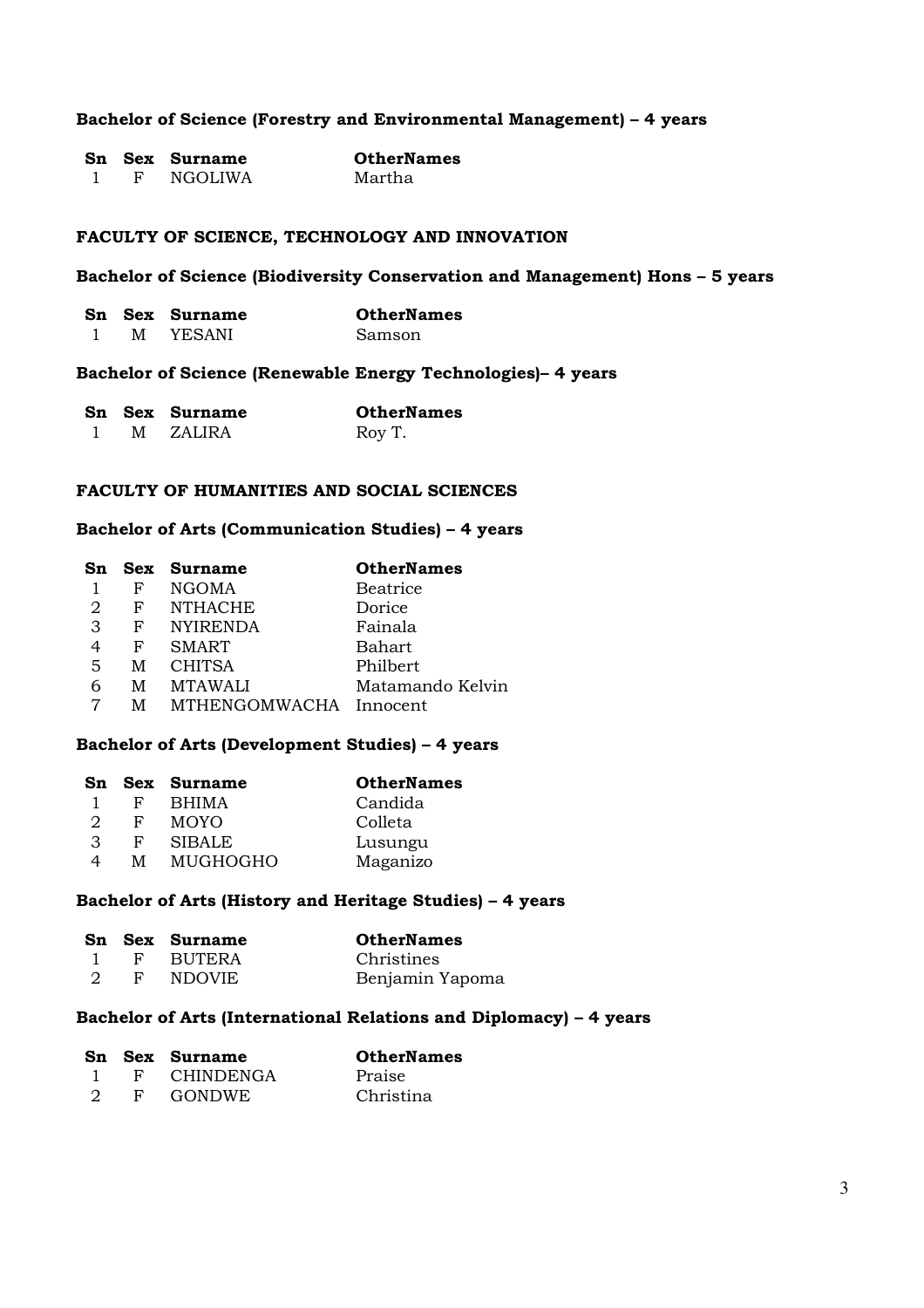### Bachelor of Science (Forestry and Environmental Management) – 4 years

| Sn | Sex | Surname | OtherNames |
|---|---|---|---|
| 1 | F | NGOLIWA | Martha |

## FACULTY OF SCIENCE, TECHNOLOGY AND INNOVATION

### Bachelor of Science (Biodiversity Conservation and Management) Hons – 5 years

| Sn | Sex | Surname | OtherNames |
|---|---|---|---|
| 1 | M | YESANI | Samson |

### Bachelor of Science (Renewable Energy Technologies)– 4 years

| Sn | Sex | Surname | OtherNames |
|---|---|---|---|
| 1 | M | ZALIRA | Roy T. |

## FACULTY OF HUMANITIES AND SOCIAL SCIENCES

### Bachelor of Arts (Communication Studies) – 4 years

| Sn | Sex | Surname | OtherNames |
|---|---|---|---|
| 1 | F | NGOMA | Beatrice |
| 2 | F | NTHACHE | Dorice |
| 3 | F | NYIRENDA | Fainala |
| 4 | F | SMART | Bahart |
| 5 | M | CHITSA | Philbert |
| 6 | M | MTAWALI | Matamando Kelvin |
| 7 | M | MTHENGOMWACHA | Innocent |

### Bachelor of Arts (Development Studies) – 4 years

| Sn | Sex | Surname | OtherNames |
|---|---|---|---|
| 1 | F | BHIMA | Candida |
| 2 | F | MOYO | Colleta |
| 3 | F | SIBALE | Lusungu |
| 4 | M | MUGHOGHO | Maganizo |

### Bachelor of Arts (History and Heritage Studies) – 4 years

| Sn | Sex | Surname | OtherNames |
|---|---|---|---|
| 1 | F | BUTERA | Christines |
| 2 | F | NDOVIE | Benjamin Yapoma |

### Bachelor of Arts (International Relations and Diplomacy) – 4 years

| Sn | Sex | Surname | OtherNames |
|---|---|---|---|
| 1 | F | CHINDENGA | Praise |
| 2 | F | GONDWE | Christina |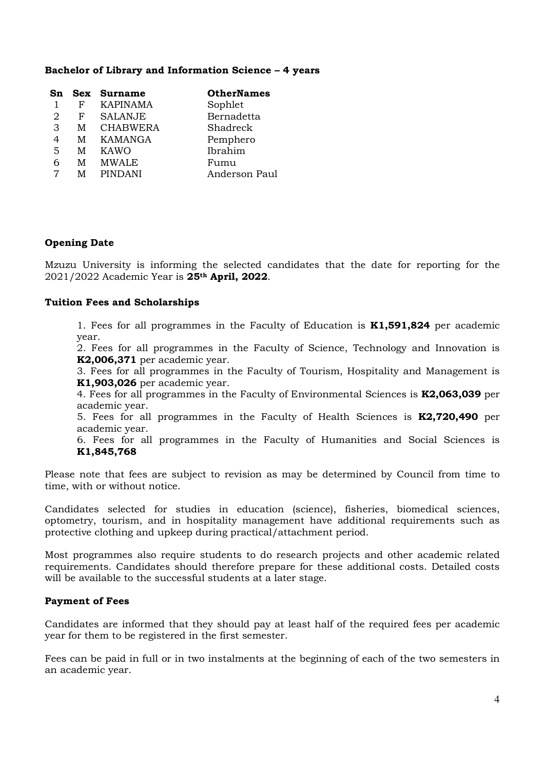**Bachelor of Library and Information Science – 4 years**

| Sn | Sex | Surname | OtherNames |
|---|---|---|---|
| 1 | F | KAPINAMA | Sophlet |
| 2 | F | SALANJE | Bernadetta |
| 3 | M | CHABWERA | Shadreck |
| 4 | M | KAMANGA | Pemphero |
| 5 | M | KAWO | Ibrahim |
| 6 | M | MWALE | Fumu |
| 7 | M | PINDANI | Anderson Paul |

**Opening Date**

Mzuzu University is informing the selected candidates that the date for reporting for the 2021/2022 Academic Year is **25th April, 2022**.

**Tuition Fees and Scholarships**

1. Fees for all programmes in the Faculty of Education is **K1,591,824** per academic year.
2. Fees for all programmes in the Faculty of Science, Technology and Innovation is **K2,006,371** per academic year.
3. Fees for all programmes in the Faculty of Tourism, Hospitality and Management is **K1,903,026** per academic year.
4. Fees for all programmes in the Faculty of Environmental Sciences is **K2,063,039** per academic year.
5. Fees for all programmes in the Faculty of Health Sciences is **K2,720,490** per academic year.
6. Fees for all programmes in the Faculty of Humanities and Social Sciences is **K1,845,768**

Please note that fees are subject to revision as may be determined by Council from time to time, with or without notice.

Candidates selected for studies in education (science), fisheries, biomedical sciences, optometry, tourism, and in hospitality management have additional requirements such as protective clothing and upkeep during practical/attachment period.

Most programmes also require students to do research projects and other academic related requirements. Candidates should therefore prepare for these additional costs. Detailed costs will be available to the successful students at a later stage.

**Payment of Fees**

Candidates are informed that they should pay at least half of the required fees per academic year for them to be registered in the first semester.

Fees can be paid in full or in two instalments at the beginning of each of the two semesters in an academic year.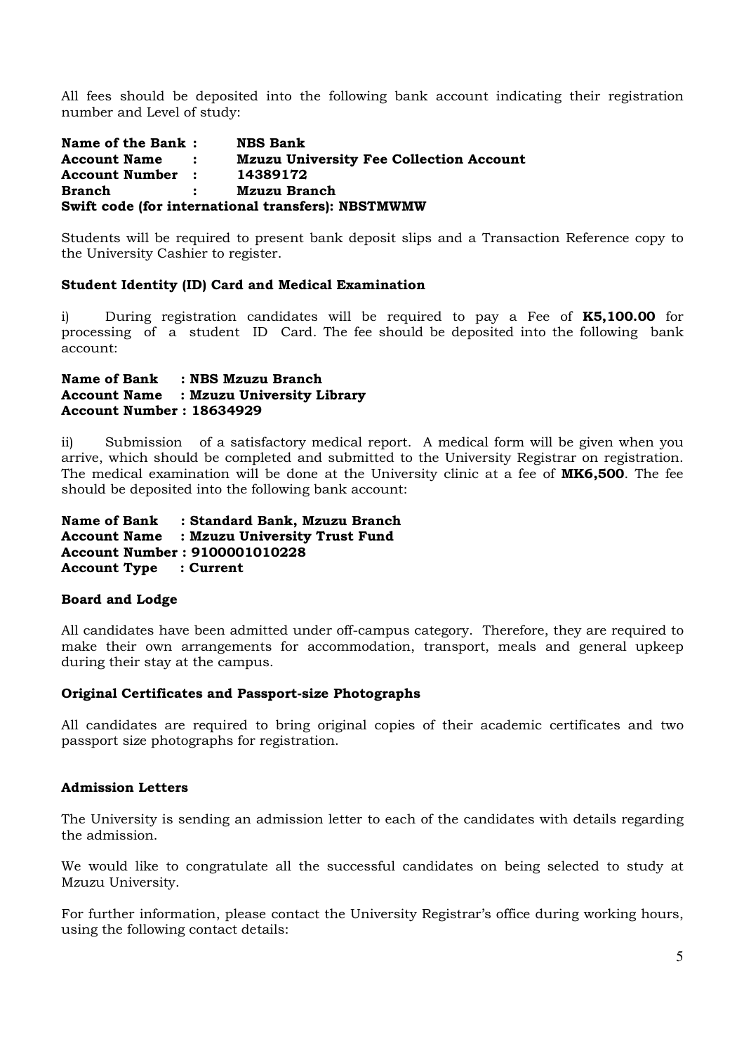All fees should be deposited into the following bank account indicating their registration number and Level of study:

**Name of the Bank : NBS Bank**
**Account Name : Mzuzu University Fee Collection Account**
**Account Number : 14389172**
**Branch : Mzuzu Branch**
**Swift code (for international transfers): NBSTMWMW**

Students will be required to present bank deposit slips and a Transaction Reference copy to the University Cashier to register.

**Student Identity (ID) Card and Medical Examination**

i) During registration candidates will be required to pay a Fee of **K5,100.00** for processing of a student ID Card. The fee should be deposited into the following bank account:

**Name of Bank : NBS Mzuzu Branch**
**Account Name : Mzuzu University Library**
**Account Number : 18634929**

ii) Submission of a satisfactory medical report. A medical form will be given when you arrive, which should be completed and submitted to the University Registrar on registration. The medical examination will be done at the University clinic at a fee of **MK6,500**. The fee should be deposited into the following bank account:

**Name of Bank : Standard Bank, Mzuzu Branch**
**Account Name : Mzuzu University Trust Fund**
**Account Number : 9100001010228**
**Account Type : Current**

**Board and Lodge**

All candidates have been admitted under off-campus category. Therefore, they are required to make their own arrangements for accommodation, transport, meals and general upkeep during their stay at the campus.

**Original Certificates and Passport-size Photographs**

All candidates are required to bring original copies of their academic certificates and two passport size photographs for registration.

**Admission Letters**

The University is sending an admission letter to each of the candidates with details regarding the admission.

We would like to congratulate all the successful candidates on being selected to study at Mzuzu University.

For further information, please contact the University Registrar's office during working hours, using the following contact details: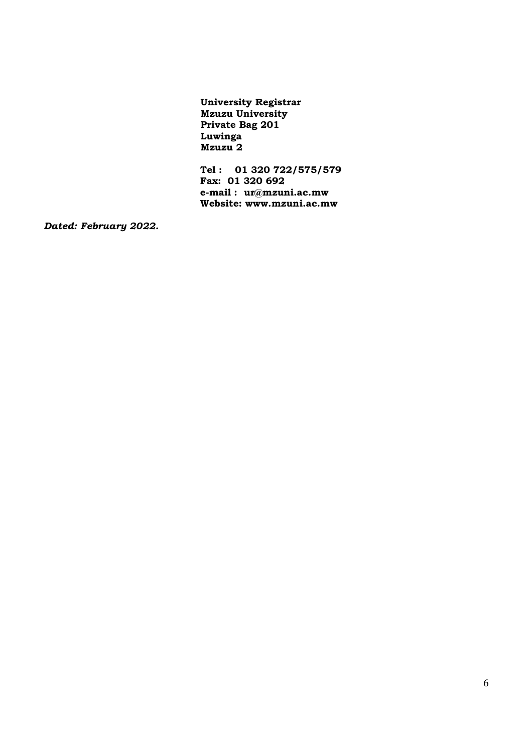**University Registrar**
**Mzuzu University**
**Private Bag 201**
**Luwinga**
**Mzuzu 2**

**Tel : 01 320 722/575/579**
**Fax: 01 320 692**
**e-mail : ur@mzuni.ac.mw**
**Website: www.mzuni.ac.mw**

***Dated: February 2022.***